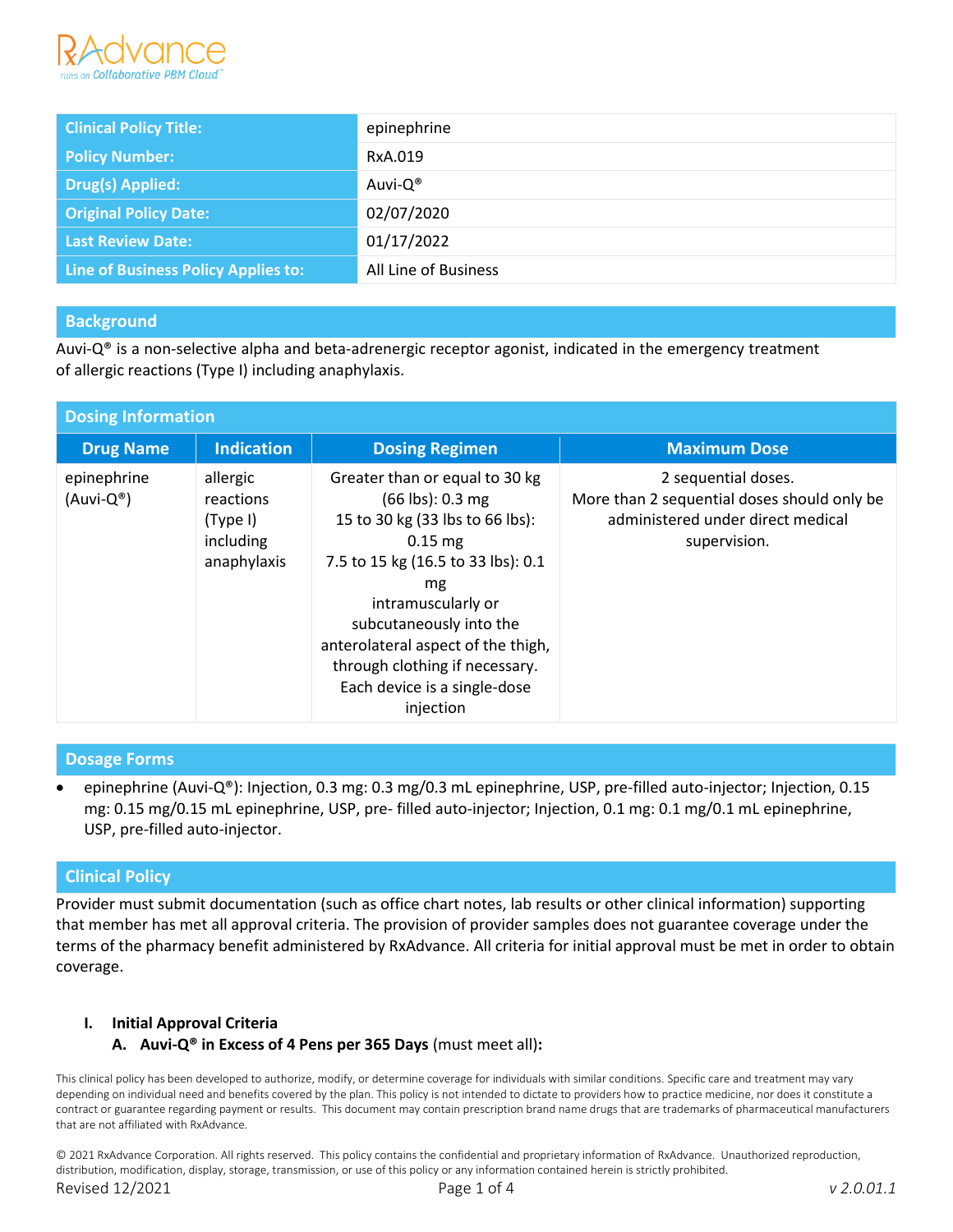| Clinical Policy Title: | epinephrine |
|---|---|
| Policy Number: | RxA.019 |
| Drug(s) Applied: | Auvi-Q® |
| Original Policy Date: | 02/07/2020 |
| Last Review Date: | 01/17/2022 |
| Line of Business Policy Applies to: | All Line of Business |

## Background

Auvi-Q® is a non-selective alpha and beta-adrenergic receptor agonist, indicated in the emergency treatment of allergic reactions (Type I) including anaphylaxis.

## Dosing Information

| Drug Name | Indication | Dosing Regimen | Maximum Dose |
|---|---|---|---|
| epinephrine (Auvi-Q®) | allergic reactions (Type I) including anaphylaxis | Greater than or equal to 30 kg (66 lbs): 0.3 mg<br>15 to 30 kg (33 lbs to 66 lbs): 0.15 mg<br>7.5 to 15 kg (16.5 to 33 lbs): 0.1 mg<br>intramuscularly or subcutaneously into the anterolateral aspect of the thigh, through clothing if necessary. Each device is a single-dose injection | 2 sequential doses.<br>More than 2 sequential doses should only be administered under direct medical supervision. |

## Dosage Forms

- epinephrine (Auvi-Q®): Injection, 0.3 mg: 0.3 mg/0.3 mL epinephrine, USP, pre-filled auto-injector; Injection, 0.15 mg: 0.15 mg/0.15 mL epinephrine, USP, pre- filled auto-injector; Injection, 0.1 mg: 0.1 mg/0.1 mL epinephrine, USP, pre-filled auto-injector.

## Clinical Policy

Provider must submit documentation (such as office chart notes, lab results or other clinical information) supporting that member has met all approval criteria. The provision of provider samples does not guarantee coverage under the terms of the pharmacy benefit administered by RxAdvance. All criteria for initial approval must be met in order to obtain coverage.

**I. Initial Approval Criteria**

**A. Auvi-Q® in Excess of 4 Pens per 365 Days** (must meet all)**:**

This clinical policy has been developed to authorize, modify, or determine coverage for individuals with similar conditions. Specific care and treatment may vary depending on individual need and benefits covered by the plan. This policy is not intended to dictate to providers how to practice medicine, nor does it constitute a contract or guarantee regarding payment or results. This document may contain prescription brand name drugs that are trademarks of pharmaceutical manufacturers that are not affiliated with RxAdvance.

© 2021 RxAdvance Corporation. All rights reserved. This policy contains the confidential and proprietary information of RxAdvance. Unauthorized reproduction, distribution, modification, display, storage, transmission, or use of this policy or any information contained herein is strictly prohibited.

Revised 12/2021 *v 2.0.01.1*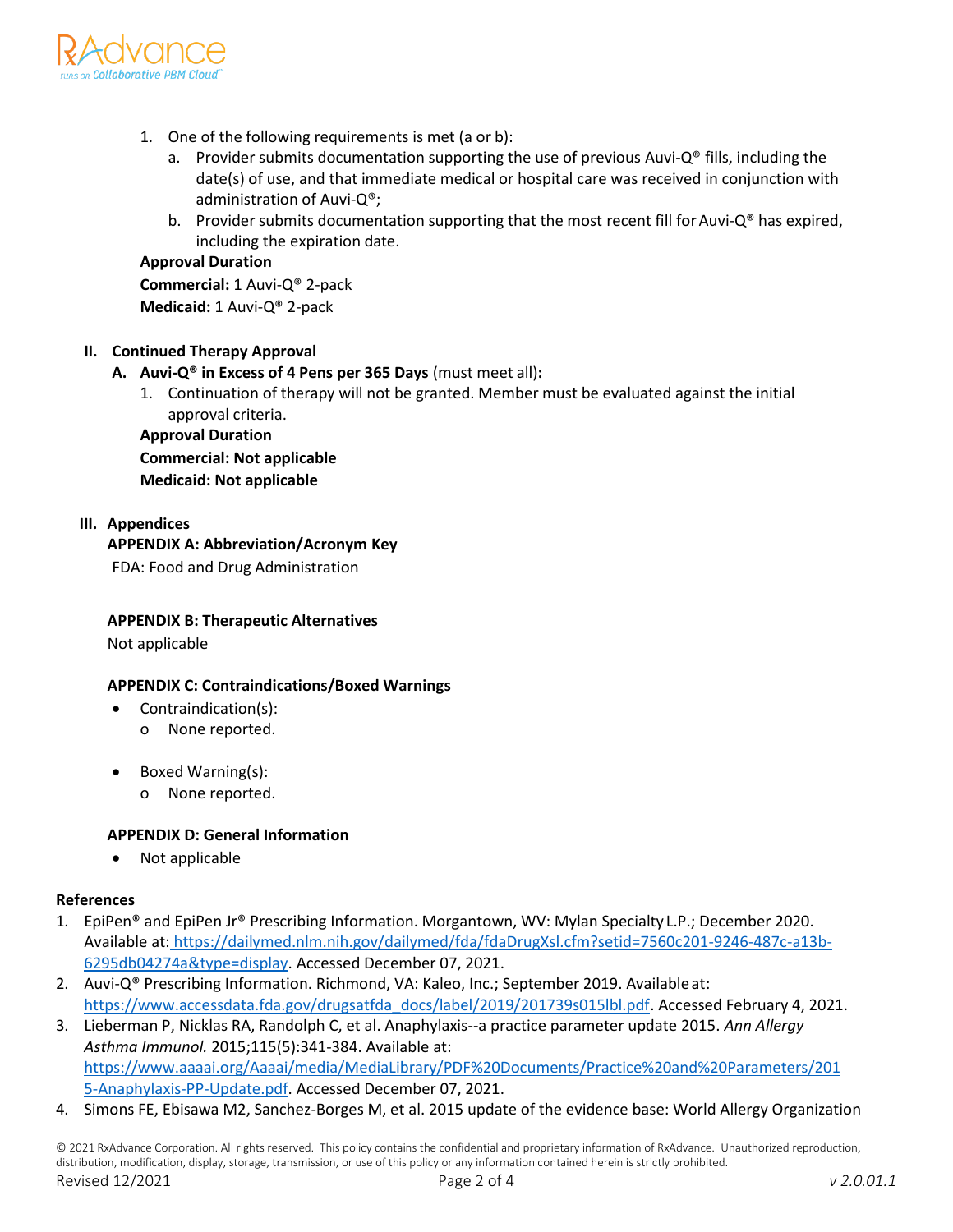1. One of the following requirements is met (a or b):
   a. Provider submits documentation supporting the use of previous Auvi-Q® fills, including the date(s) of use, and that immediate medical or hospital care was received in conjunction with administration of Auvi-Q®;
   b. Provider submits documentation supporting that the most recent fill for Auvi-Q® has expired, including the expiration date.

**Approval Duration**
**Commercial:** 1 Auvi-Q® 2-pack
**Medicaid:** 1 Auvi-Q® 2-pack

## II. Continued Therapy Approval

### A. Auvi-Q® in Excess of 4 Pens per 365 Days (must meet all):

1. Continuation of therapy will not be granted. Member must be evaluated against the initial approval criteria.

**Approval Duration**
**Commercial: Not applicable**
**Medicaid: Not applicable**

## III. Appendices

**APPENDIX A: Abbreviation/Acronym Key**

FDA: Food and Drug Administration

**APPENDIX B: Therapeutic Alternatives**

Not applicable

**APPENDIX C: Contraindications/Boxed Warnings**

- Contraindication(s):
  - None reported.
- Boxed Warning(s):
  - None reported.

**APPENDIX D: General Information**

- Not applicable

## References

1. EpiPen® and EpiPen Jr® Prescribing Information. Morgantown, WV: Mylan Specialty L.P.; December 2020. Available at: https://dailymed.nlm.nih.gov/dailymed/fda/fdaDrugXsl.cfm?setid=7560c201-9246-487c-a13b-6295db04274a&type=display. Accessed December 07, 2021.
2. Auvi-Q® Prescribing Information. Richmond, VA: Kaleo, Inc.; September 2019. Available at: https://www.accessdata.fda.gov/drugsatfda_docs/label/2019/201739s015lbl.pdf. Accessed February 4, 2021.
3. Lieberman P, Nicklas RA, Randolph C, et al. Anaphylaxis--a practice parameter update 2015. *Ann Allergy Asthma Immunol.* 2015;115(5):341-384. Available at: https://www.aaaai.org/Aaaai/media/MediaLibrary/PDF%20Documents/Practice%20and%20Parameters/2015-Anaphylaxis-PP-Update.pdf. Accessed December 07, 2021.
4. Simons FE, Ebisawa M2, Sanchez-Borges M, et al. 2015 update of the evidence base: World Allergy Organization

© 2021 RxAdvance Corporation. All rights reserved. This policy contains the confidential and proprietary information of RxAdvance. Unauthorized reproduction, distribution, modification, display, storage, transmission, or use of this policy or any information contained herein is strictly prohibited.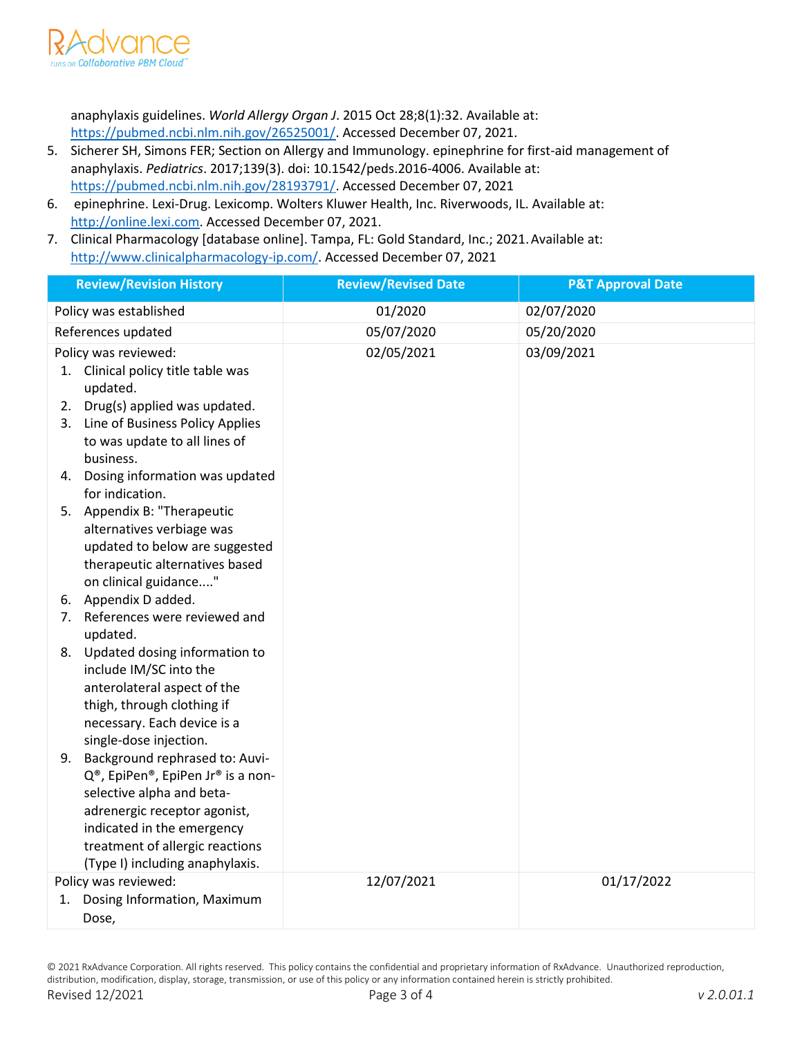anaphylaxis guidelines. *World Allergy Organ J*. 2015 Oct 28;8(1):32. Available at: https://pubmed.ncbi.nlm.nih.gov/26525001/. Accessed December 07, 2021.

5. Sicherer SH, Simons FER; Section on Allergy and Immunology. epinephrine for first-aid management of anaphylaxis. *Pediatrics*. 2017;139(3). doi: 10.1542/peds.2016-4006. Available at: https://pubmed.ncbi.nlm.nih.gov/28193791/. Accessed December 07, 2021
6. epinephrine. Lexi-Drug. Lexicomp. Wolters Kluwer Health, Inc. Riverwoods, IL. Available at: http://online.lexi.com. Accessed December 07, 2021.
7. Clinical Pharmacology [database online]. Tampa, FL: Gold Standard, Inc.; 2021. Available at: http://www.clinicalpharmacology-ip.com/. Accessed December 07, 2021

| Review/Revision History | Review/Revised Date | P&T Approval Date |
|---|---|---|
| Policy was established | 01/2020 | 02/07/2020 |
| References updated | 05/07/2020 | 05/20/2020 |
| Policy was reviewed:<br>1. Clinical policy title table was updated.<br>2. Drug(s) applied was updated.<br>3. Line of Business Policy Applies to was update to all lines of business.<br>4. Dosing information was updated for indication.<br>5. Appendix B: "Therapeutic alternatives verbiage was updated to below are suggested therapeutic alternatives based on clinical guidance...."<br>6. Appendix D added.<br>7. References were reviewed and updated.<br>8. Updated dosing information to include IM/SC into the anterolateral aspect of the thigh, through clothing if necessary. Each device is a single-dose injection.<br>9. Background rephrased to: Auvi-Q®, EpiPen®, EpiPen Jr® is a non-selective alpha and beta-adrenergic receptor agonist, indicated in the emergency treatment of allergic reactions (Type I) including anaphylaxis. | 02/05/2021 | 03/09/2021 |
| Policy was reviewed:<br>1. Dosing Information, Maximum Dose, | 12/07/2021 | 01/17/2022 |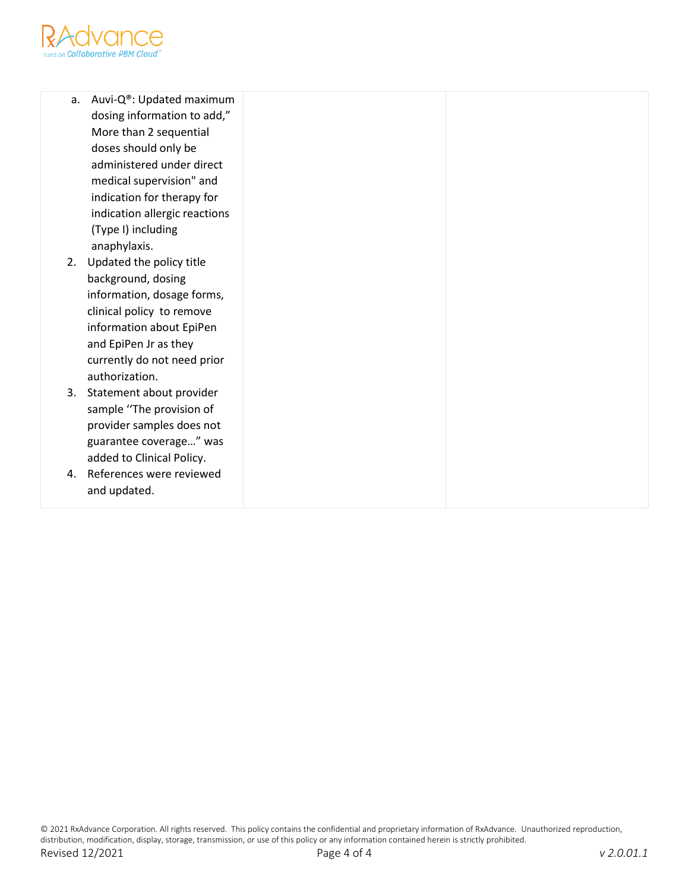| | | |
|---|---|---|
| a. Auvi-Q®: Updated maximum dosing information to add," More than 2 sequential doses should only be administered under direct medical supervision" and indication for therapy for indication allergic reactions (Type I) including anaphylaxis.<br>2. Updated the policy title background, dosing information, dosage forms, clinical policy to remove information about EpiPen and EpiPen Jr as they currently do not need prior authorization.<br>3. Statement about provider sample ''The provision of provider samples does not guarantee coverage…" was added to Clinical Policy.<br>4. References were reviewed and updated. | | |

© 2021 RxAdvance Corporation. All rights reserved. This policy contains the confidential and proprietary information of RxAdvance. Unauthorized reproduction, distribution, modification, display, storage, transmission, or use of this policy or any information contained herein is strictly prohibited.

Revised 12/2021

*v 2.0.01.1*